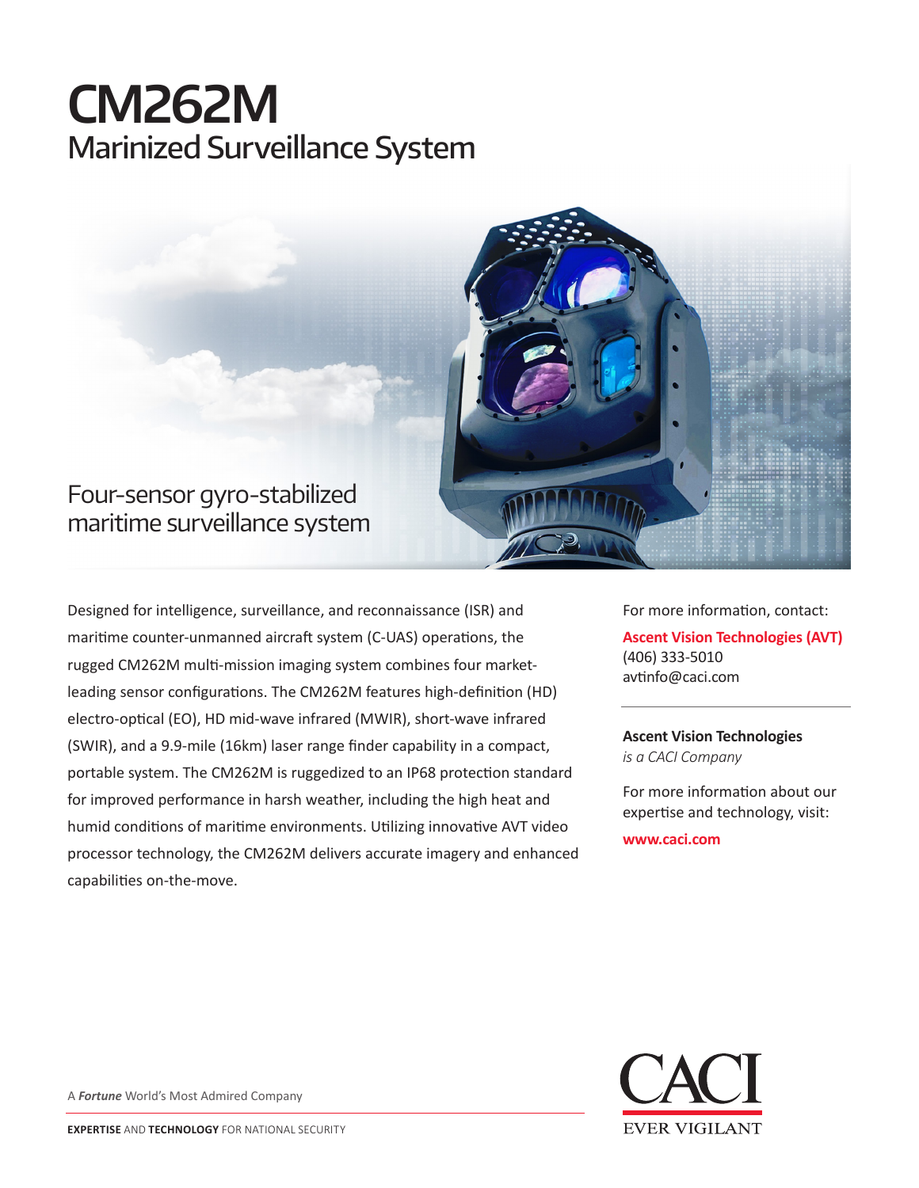# CM262M

## Marinized Surveillance System

Four-sensor gyro-stabilized maritime surveillance system

Designed for intelligence, surveillance, and reconnaissance (ISR) and maritime counter-unmanned aircraft system (C-UAS) operations, the rugged CM262M multi-mission imaging system combines four market-leading sensor configurations. The CM262M features high-definition (HD) electro-optical (EO), HD mid-wave infrared (MWIR), short-wave infrared (SWIR), and a 9.9-mile (16km) laser range finder capability in a compact, portable system. The CM262M is ruggedized to an IP68 protection standard for improved performance in harsh weather, including the high heat and humid conditions of maritime environments. Utilizing innovative AVT video processor technology, the CM262M delivers accurate imagery and enhanced capabilities on-the-move.

For more information, contact:

**Ascent Vision Technologies (AVT)**
(406) 333-5010
avtinfo@caci.com

---

**Ascent Vision Technologies**
*is a CACI Company*

For more information about our expertise and technology, visit:

**www.caci.com**

A ***Fortune*** World's Most Admired Company

**EXPERTISE** AND **TECHNOLOGY** FOR NATIONAL SECURITY

CACI
EVER VIGILANT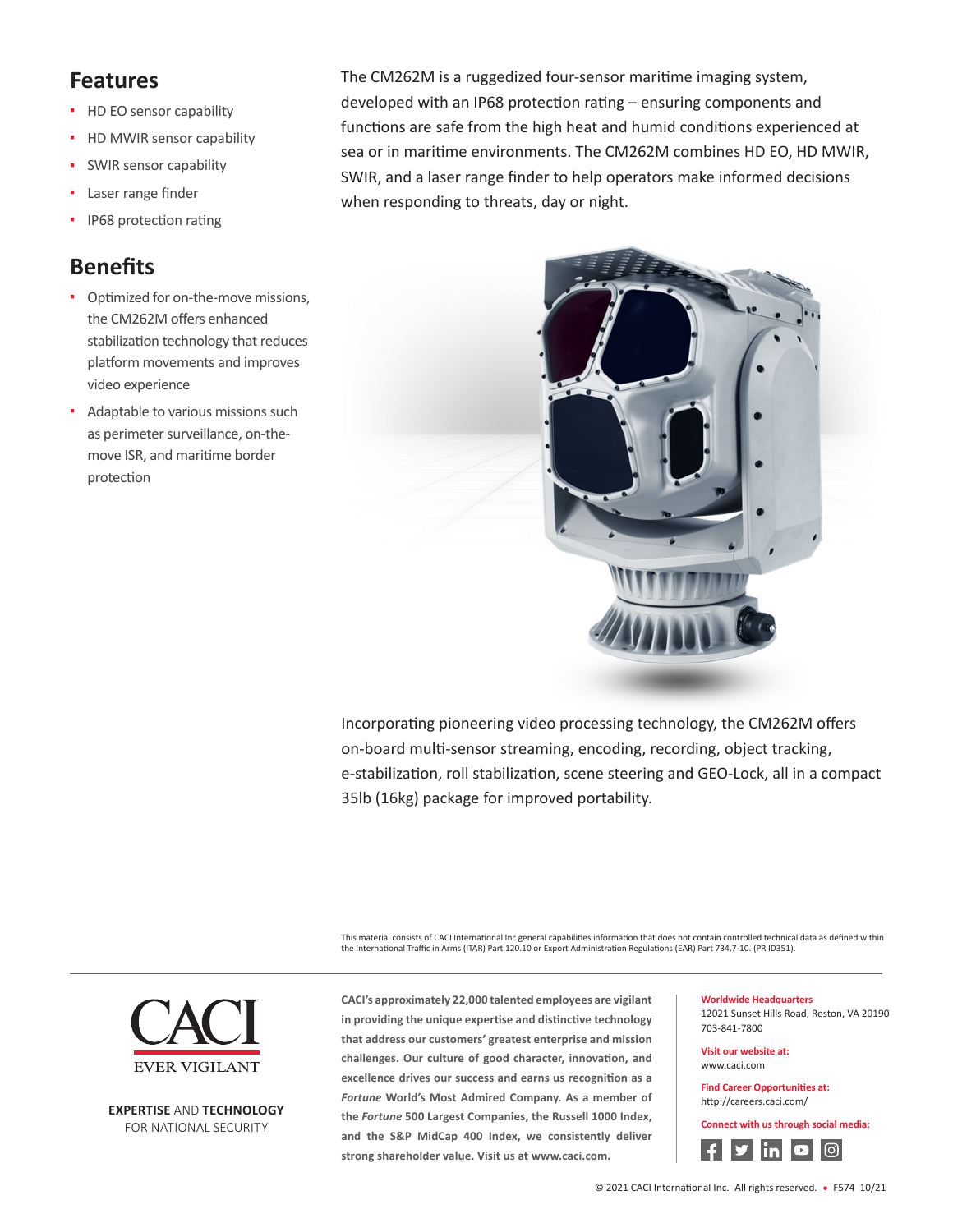## Features

- HD EO sensor capability
- HD MWIR sensor capability
- SWIR sensor capability
- Laser range finder
- IP68 protection rating

## Benefits

- Optimized for on-the-move missions, the CM262M offers enhanced stabilization technology that reduces platform movements and improves video experience
- Adaptable to various missions such as perimeter surveillance, on-the-move ISR, and maritime border protection

The CM262M is a ruggedized four-sensor maritime imaging system, developed with an IP68 protection rating – ensuring components and functions are safe from the high heat and humid conditions experienced at sea or in maritime environments. The CM262M combines HD EO, HD MWIR, SWIR, and a laser range finder to help operators make informed decisions when responding to threats, day or night.

Incorporating pioneering video processing technology, the CM262M offers on-board multi-sensor streaming, encoding, recording, object tracking, e-stabilization, roll stabilization, scene steering and GEO-Lock, all in a compact 35lb (16kg) package for improved portability.

This material consists of CACI International Inc general capabilities information that does not contain controlled technical data as defined within the International Traffic in Arms (ITAR) Part 120.10 or Export Administration Regulations (EAR) Part 734.7-10. (PR ID351).

CACI

EVER VIGILANT

**EXPERTISE** AND **TECHNOLOGY**
FOR NATIONAL SECURITY

**CACI's approximately 22,000 talented employees are vigilant in providing the unique expertise and distinctive technology that address our customers' greatest enterprise and mission challenges. Our culture of good character, innovation, and excellence drives our success and earns us recognition as a *Fortune* World's Most Admired Company. As a member of the *Fortune* 500 Largest Companies, the Russell 1000 Index, and the S&P MidCap 400 Index, we consistently deliver strong shareholder value. Visit us at www.caci.com.**

**Worldwide Headquarters**
12021 Sunset Hills Road, Reston, VA 20190
703-841-7800

**Visit our website at:**
www.caci.com

**Find Career Opportunities at:**
http://careers.caci.com/

**Connect with us through social media:**

© 2021 CACI International Inc. All rights reserved. • F574 10/21